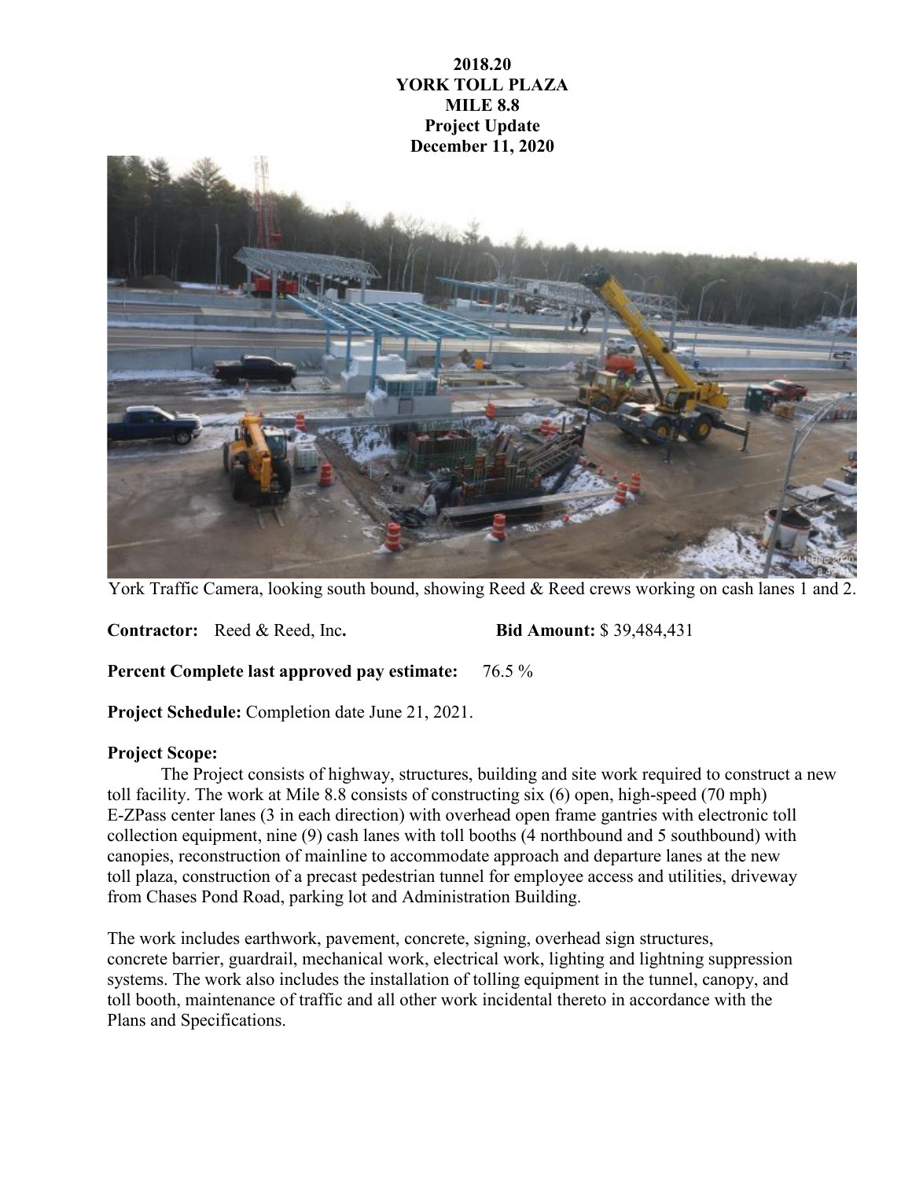**2018.20**
**YORK TOLL PLAZA**
**MILE 8.8**
**Project Update**
**December 11, 2020**

York Traffic Camera, looking south bound, showing Reed & Reed crews working on cash lanes 1 and 2.

**Contractor:** Reed & Reed, Inc**.** **Bid Amount:** $ 39,484,431

**Percent Complete last approved pay estimate:** 76.5 %

**Project Schedule:** Completion date June 21, 2021.

**Project Scope:**

The Project consists of highway, structures, building and site work required to construct a new toll facility. The work at Mile 8.8 consists of constructing six (6) open, high-speed (70 mph) E-ZPass center lanes (3 in each direction) with overhead open frame gantries with electronic toll collection equipment, nine (9) cash lanes with toll booths (4 northbound and 5 southbound) with canopies, reconstruction of mainline to accommodate approach and departure lanes at the new toll plaza, construction of a precast pedestrian tunnel for employee access and utilities, driveway from Chases Pond Road, parking lot and Administration Building.

The work includes earthwork, pavement, concrete, signing, overhead sign structures, concrete barrier, guardrail, mechanical work, electrical work, lighting and lightning suppression systems. The work also includes the installation of tolling equipment in the tunnel, canopy, and toll booth, maintenance of traffic and all other work incidental thereto in accordance with the Plans and Specifications.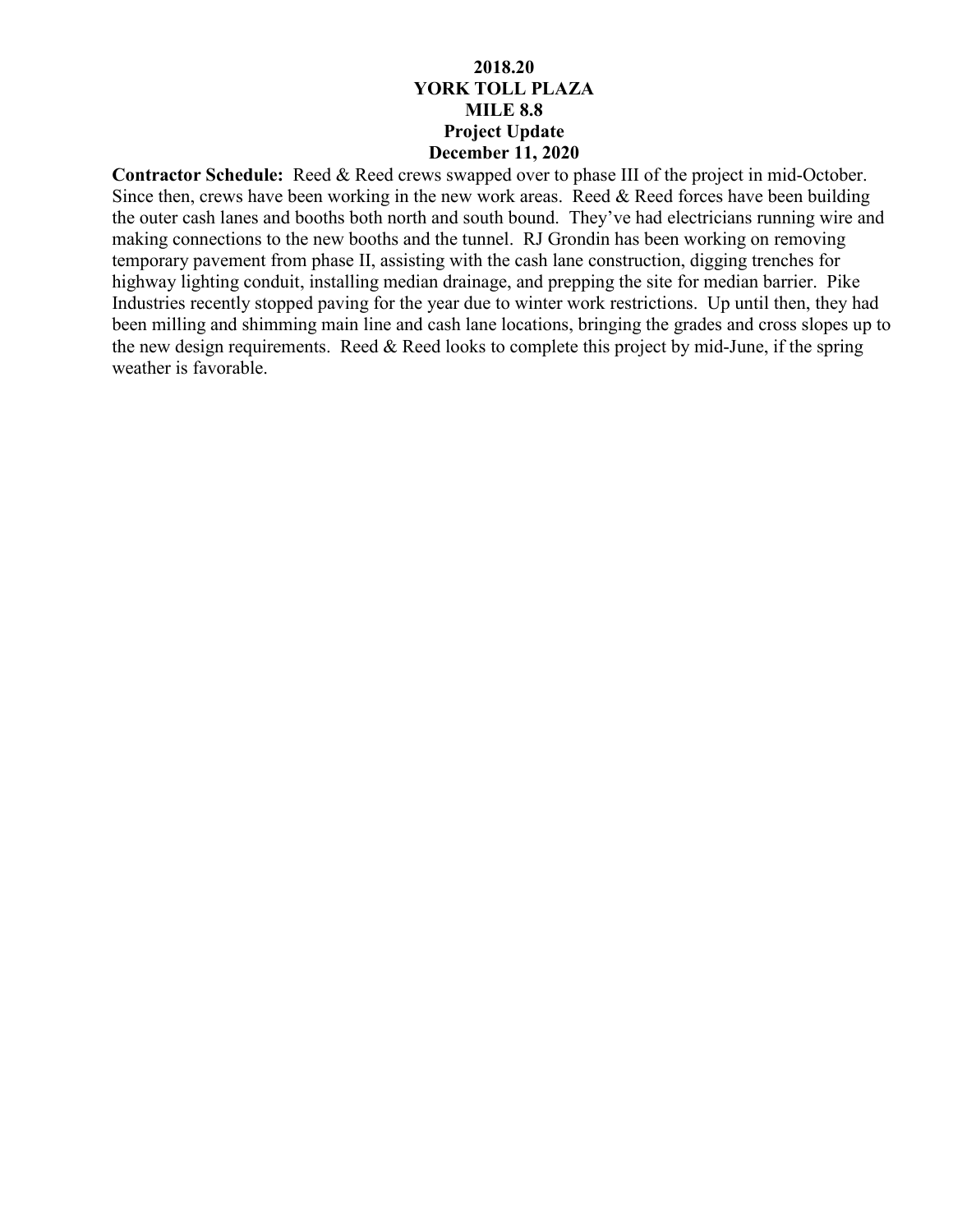**2018.20**
**YORK TOLL PLAZA**
**MILE 8.8**
**Project Update**
**December 11, 2020**

**Contractor Schedule:** Reed & Reed crews swapped over to phase III of the project in mid-October. Since then, crews have been working in the new work areas. Reed & Reed forces have been building the outer cash lanes and booths both north and south bound. They've had electricians running wire and making connections to the new booths and the tunnel. RJ Grondin has been working on removing temporary pavement from phase II, assisting with the cash lane construction, digging trenches for highway lighting conduit, installing median drainage, and prepping the site for median barrier. Pike Industries recently stopped paving for the year due to winter work restrictions. Up until then, they had been milling and shimming main line and cash lane locations, bringing the grades and cross slopes up to the new design requirements. Reed & Reed looks to complete this project by mid-June, if the spring weather is favorable.